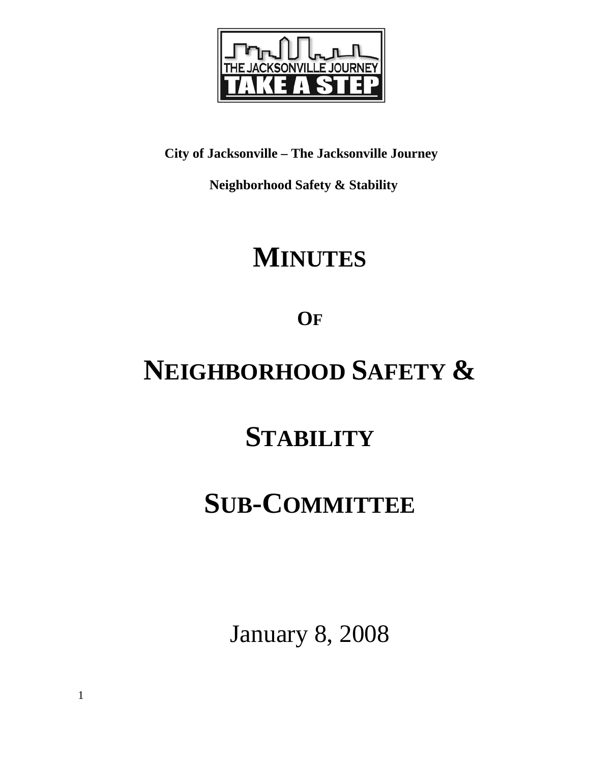**City of Jacksonville – The Jacksonville Journey**

**Neighborhood Safety & Stability**

# MINUTES

# OF

# NEIGHBORHOOD SAFETY &

# STABILITY

# SUB-COMMITTEE

January 8, 2008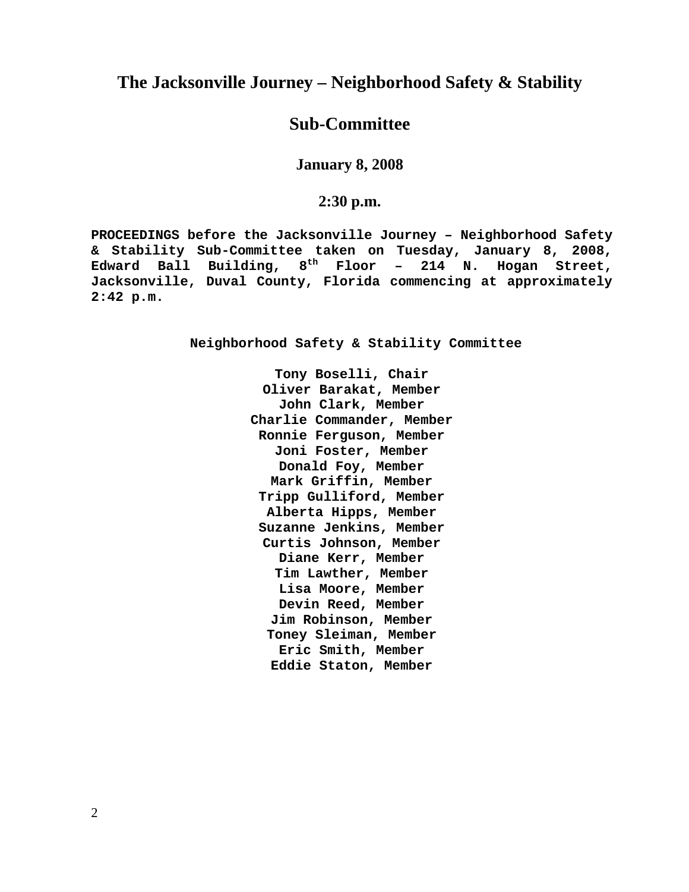# The Jacksonville Journey – Neighborhood Safety & Stability

# Sub-Committee

### January 8, 2008

### 2:30 p.m.

**PROCEEDINGS before the Jacksonville Journey – Neighborhood Safety & Stability Sub-Committee taken on Tuesday, January 8, 2008, Edward Ball Building, 8th Floor – 214 N. Hogan Street, Jacksonville, Duval County, Florida commencing at approximately 2:42 p.m.**

**Neighborhood Safety & Stability Committee**

**Tony Boselli, Chair**
**Oliver Barakat, Member**
**John Clark, Member**
**Charlie Commander, Member**
**Ronnie Ferguson, Member**
**Joni Foster, Member**
**Donald Foy, Member**
**Mark Griffin, Member**
**Tripp Gulliford, Member**
**Alberta Hipps, Member**
**Suzanne Jenkins, Member**
**Curtis Johnson, Member**
**Diane Kerr, Member**
**Tim Lawther, Member**
**Lisa Moore, Member**
**Devin Reed, Member**
**Jim Robinson, Member**
**Toney Sleiman, Member**
**Eric Smith, Member**
**Eddie Staton, Member**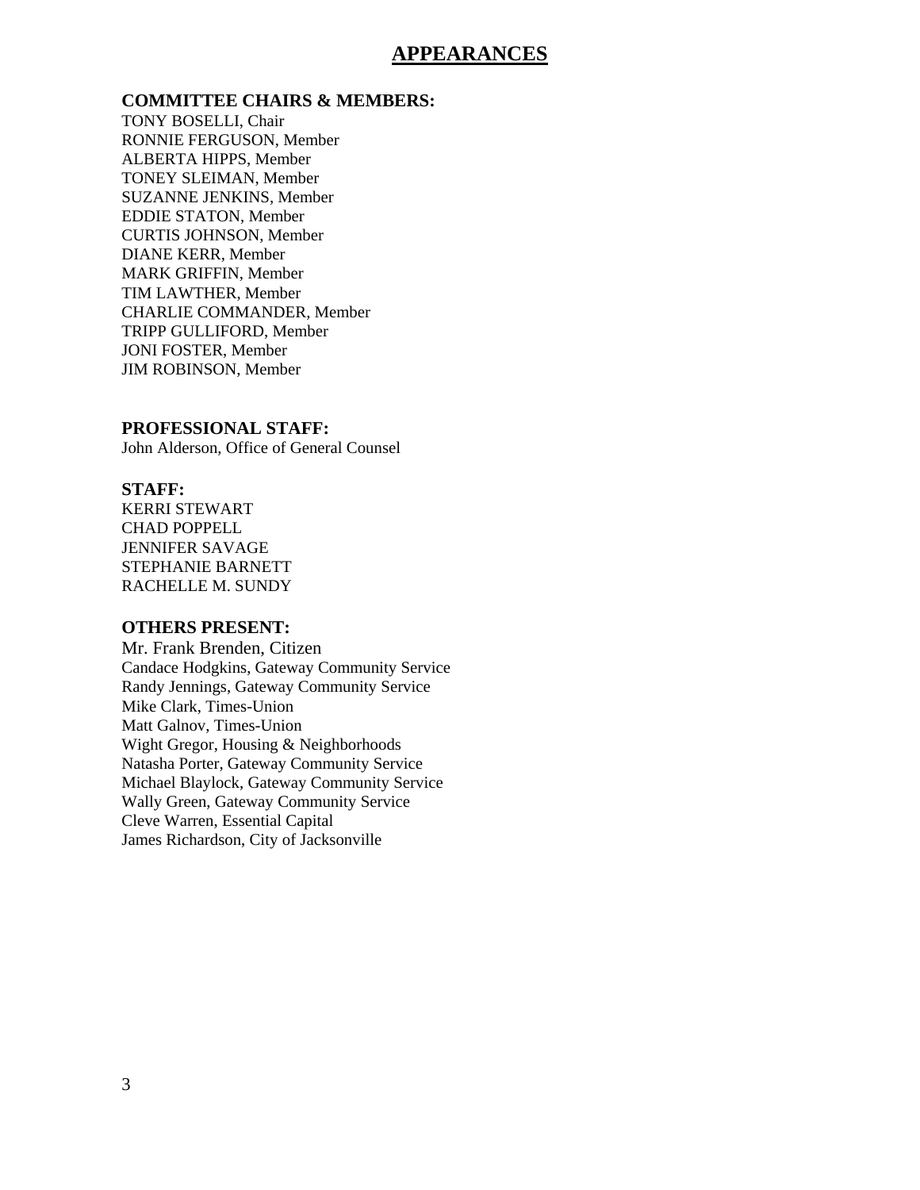# APPEARANCES

**COMMITTEE CHAIRS & MEMBERS:**
TONY BOSELLI, Chair
RONNIE FERGUSON, Member
ALBERTA HIPPS, Member
TONEY SLEIMAN, Member
SUZANNE JENKINS, Member
EDDIE STATON, Member
CURTIS JOHNSON, Member
DIANE KERR, Member
MARK GRIFFIN, Member
TIM LAWTHER, Member
CHARLIE COMMANDER, Member
TRIPP GULLIFORD, Member
JONI FOSTER, Member
JIM ROBINSON, Member

**PROFESSIONAL STAFF:**
John Alderson, Office of General Counsel

**STAFF:**
KERRI STEWART
CHAD POPPELL
JENNIFER SAVAGE
STEPHANIE BARNETT
RACHELLE M. SUNDY

**OTHERS PRESENT:**
Mr. Frank Brenden, Citizen
Candace Hodgkins, Gateway Community Service
Randy Jennings, Gateway Community Service
Mike Clark, Times-Union
Matt Galnov, Times-Union
Wight Gregor, Housing & Neighborhoods
Natasha Porter, Gateway Community Service
Michael Blaylock, Gateway Community Service
Wally Green, Gateway Community Service
Cleve Warren, Essential Capital
James Richardson, City of Jacksonville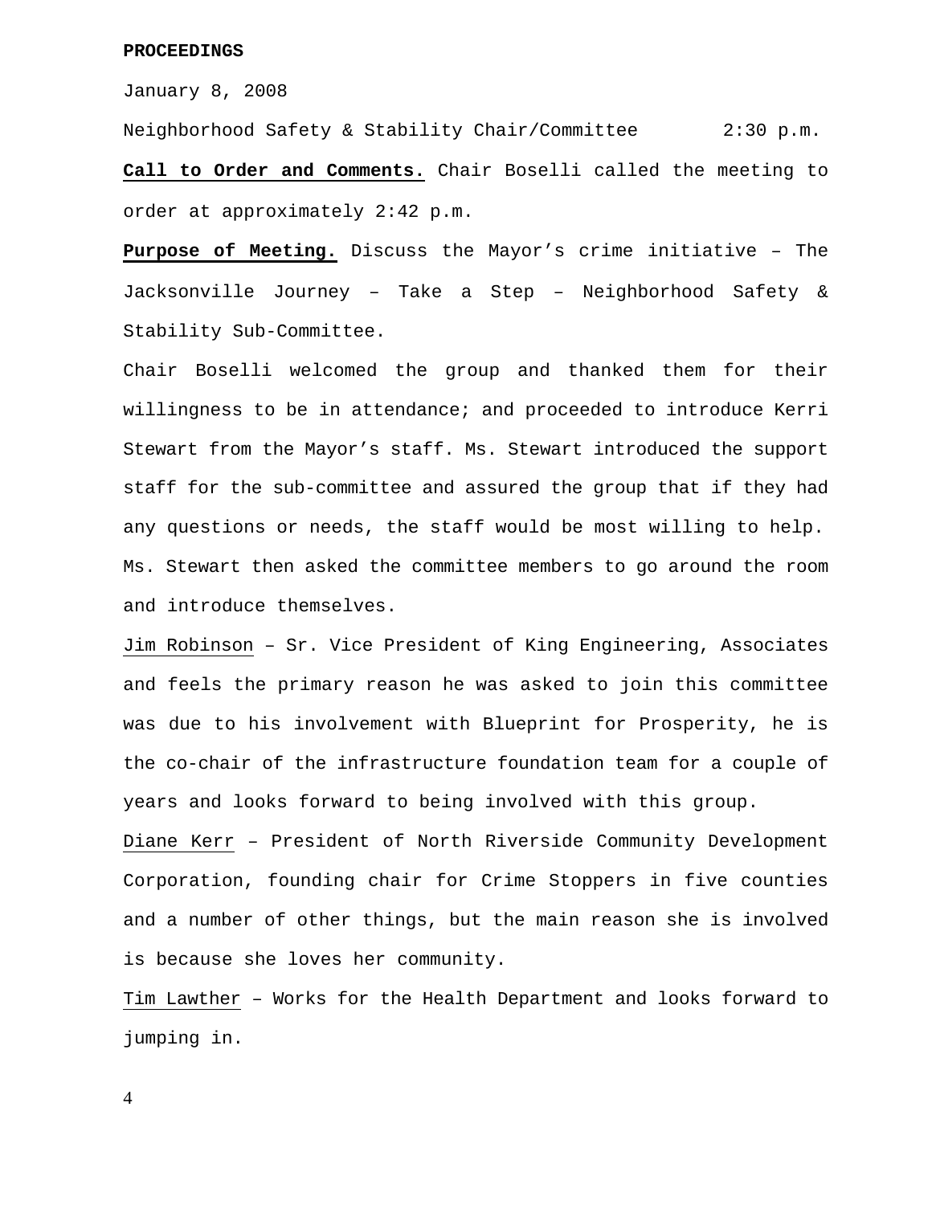**PROCEEDINGS**

January 8, 2008

Neighborhood Safety & Stability Chair/Committee 2:30 p.m.

**Call to Order and Comments.** Chair Boselli called the meeting to order at approximately 2:42 p.m.

**Purpose of Meeting.** Discuss the Mayor's crime initiative – The Jacksonville Journey – Take a Step – Neighborhood Safety & Stability Sub-Committee.

Chair Boselli welcomed the group and thanked them for their willingness to be in attendance; and proceeded to introduce Kerri Stewart from the Mayor's staff. Ms. Stewart introduced the support staff for the sub-committee and assured the group that if they had any questions or needs, the staff would be most willing to help. Ms. Stewart then asked the committee members to go around the room and introduce themselves.

Jim Robinson – Sr. Vice President of King Engineering, Associates and feels the primary reason he was asked to join this committee was due to his involvement with Blueprint for Prosperity, he is the co-chair of the infrastructure foundation team for a couple of years and looks forward to being involved with this group.

Diane Kerr – President of North Riverside Community Development Corporation, founding chair for Crime Stoppers in five counties and a number of other things, but the main reason she is involved is because she loves her community.

Tim Lawther – Works for the Health Department and looks forward to jumping in.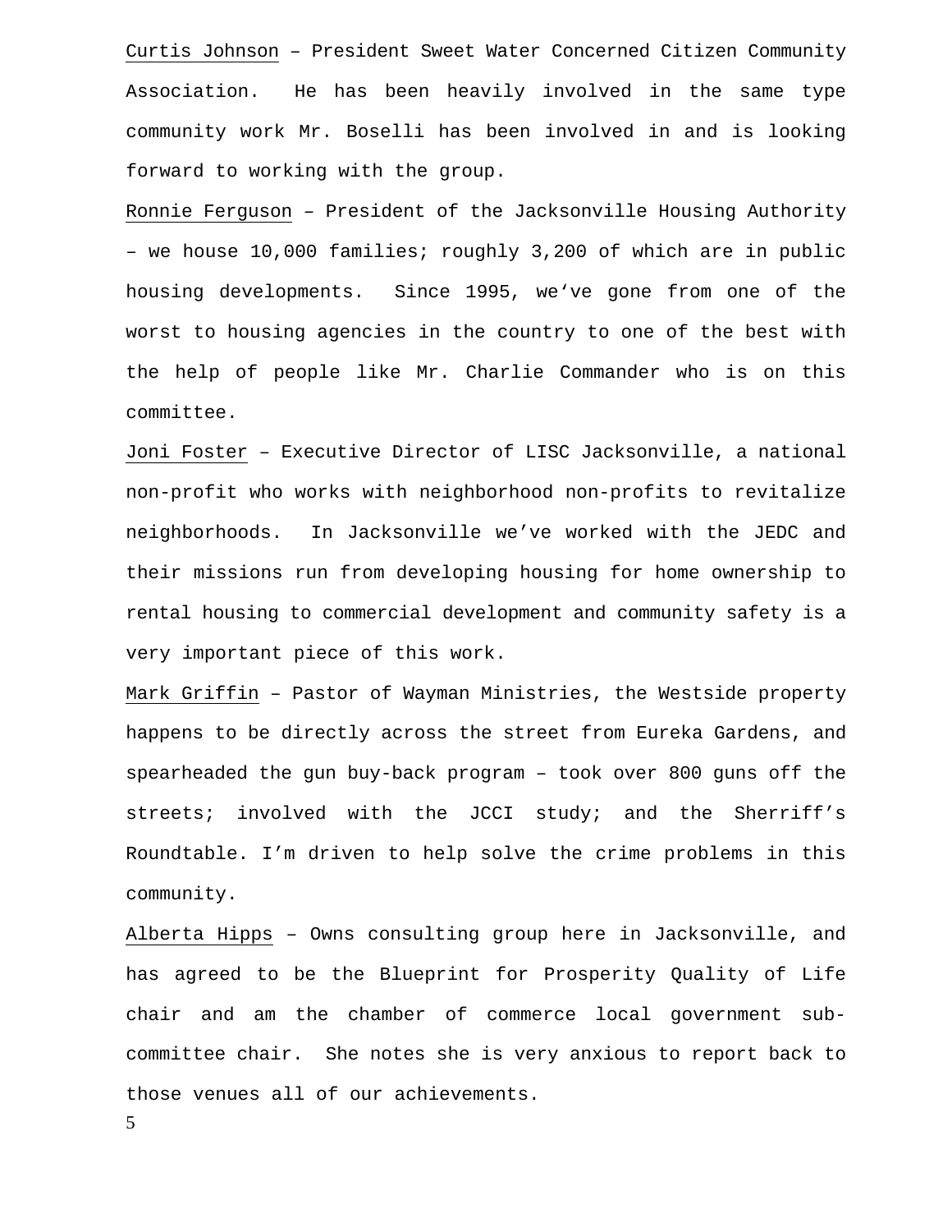Curtis Johnson – President Sweet Water Concerned Citizen Community Association. He has been heavily involved in the same type community work Mr. Boselli has been involved in and is looking forward to working with the group.

Ronnie Ferguson – President of the Jacksonville Housing Authority – we house 10,000 families; roughly 3,200 of which are in public housing developments. Since 1995, we've gone from one of the worst to housing agencies in the country to one of the best with the help of people like Mr. Charlie Commander who is on this committee.

Joni Foster – Executive Director of LISC Jacksonville, a national non-profit who works with neighborhood non-profits to revitalize neighborhoods. In Jacksonville we've worked with the JEDC and their missions run from developing housing for home ownership to rental housing to commercial development and community safety is a very important piece of this work.

Mark Griffin – Pastor of Wayman Ministries, the Westside property happens to be directly across the street from Eureka Gardens, and spearheaded the gun buy-back program – took over 800 guns off the streets; involved with the JCCI study; and the Sherriff's Roundtable. I'm driven to help solve the crime problems in this community.

Alberta Hipps – Owns consulting group here in Jacksonville, and has agreed to be the Blueprint for Prosperity Quality of Life chair and am the chamber of commerce local government sub-committee chair. She notes she is very anxious to report back to those venues all of our achievements.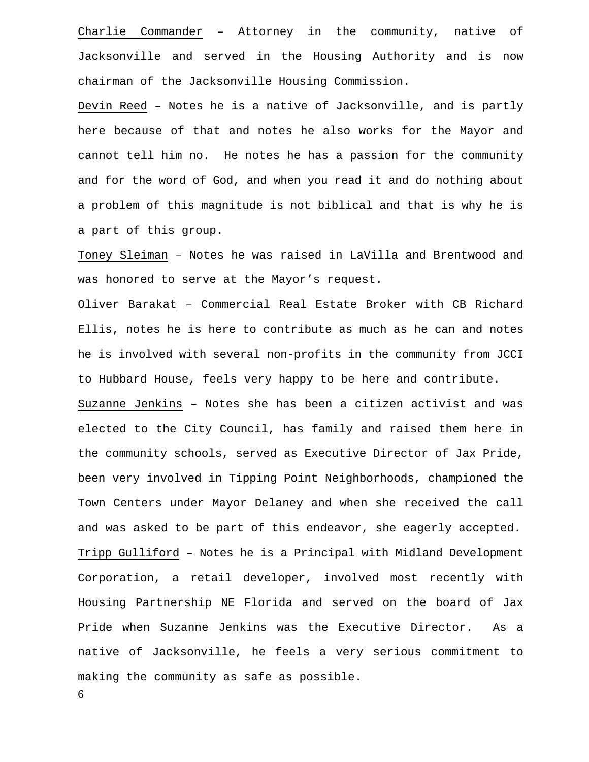<u>Charlie Commander</u> – Attorney in the community, native of Jacksonville and served in the Housing Authority and is now chairman of the Jacksonville Housing Commission.

<u>Devin Reed</u> – Notes he is a native of Jacksonville, and is partly here because of that and notes he also works for the Mayor and cannot tell him no. He notes he has a passion for the community and for the word of God, and when you read it and do nothing about a problem of this magnitude is not biblical and that is why he is a part of this group.

<u>Toney Sleiman</u> – Notes he was raised in LaVilla and Brentwood and was honored to serve at the Mayor's request.

<u>Oliver Barakat</u> – Commercial Real Estate Broker with CB Richard Ellis, notes he is here to contribute as much as he can and notes he is involved with several non-profits in the community from JCCI to Hubbard House, feels very happy to be here and contribute.

<u>Suzanne Jenkins</u> – Notes she has been a citizen activist and was elected to the City Council, has family and raised them here in the community schools, served as Executive Director of Jax Pride, been very involved in Tipping Point Neighborhoods, championed the Town Centers under Mayor Delaney and when she received the call and was asked to be part of this endeavor, she eagerly accepted.

<u>Tripp Gulliford</u> – Notes he is a Principal with Midland Development Corporation, a retail developer, involved most recently with Housing Partnership NE Florida and served on the board of Jax Pride when Suzanne Jenkins was the Executive Director. As a native of Jacksonville, he feels a very serious commitment to making the community as safe as possible.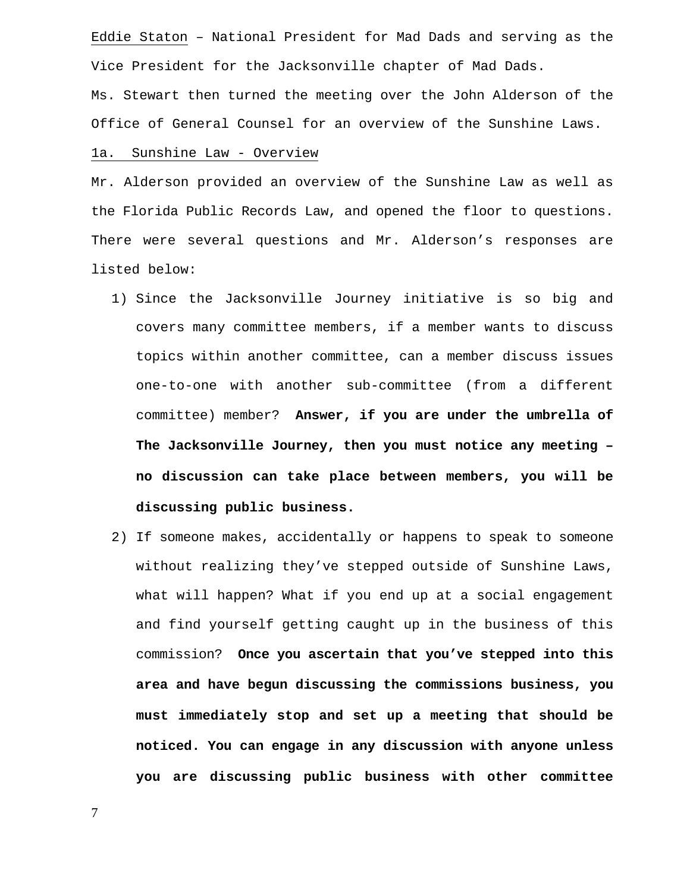Eddie Staton – National President for Mad Dads and serving as the Vice President for the Jacksonville chapter of Mad Dads.

Ms. Stewart then turned the meeting over the John Alderson of the Office of General Counsel for an overview of the Sunshine Laws.

1a. Sunshine Law - Overview

Mr. Alderson provided an overview of the Sunshine Law as well as the Florida Public Records Law, and opened the floor to questions. There were several questions and Mr. Alderson's responses are listed below:

1) Since the Jacksonville Journey initiative is so big and covers many committee members, if a member wants to discuss topics within another committee, can a member discuss issues one-to-one with another sub-committee (from a different committee) member? **Answer, if you are under the umbrella of The Jacksonville Journey, then you must notice any meeting – no discussion can take place between members, you will be discussing public business.**

2) If someone makes, accidentally or happens to speak to someone without realizing they've stepped outside of Sunshine Laws, what will happen? What if you end up at a social engagement and find yourself getting caught up in the business of this commission? **Once you ascertain that you've stepped into this area and have begun discussing the commissions business, you must immediately stop and set up a meeting that should be noticed. You can engage in any discussion with anyone unless you are discussing public business with other committee**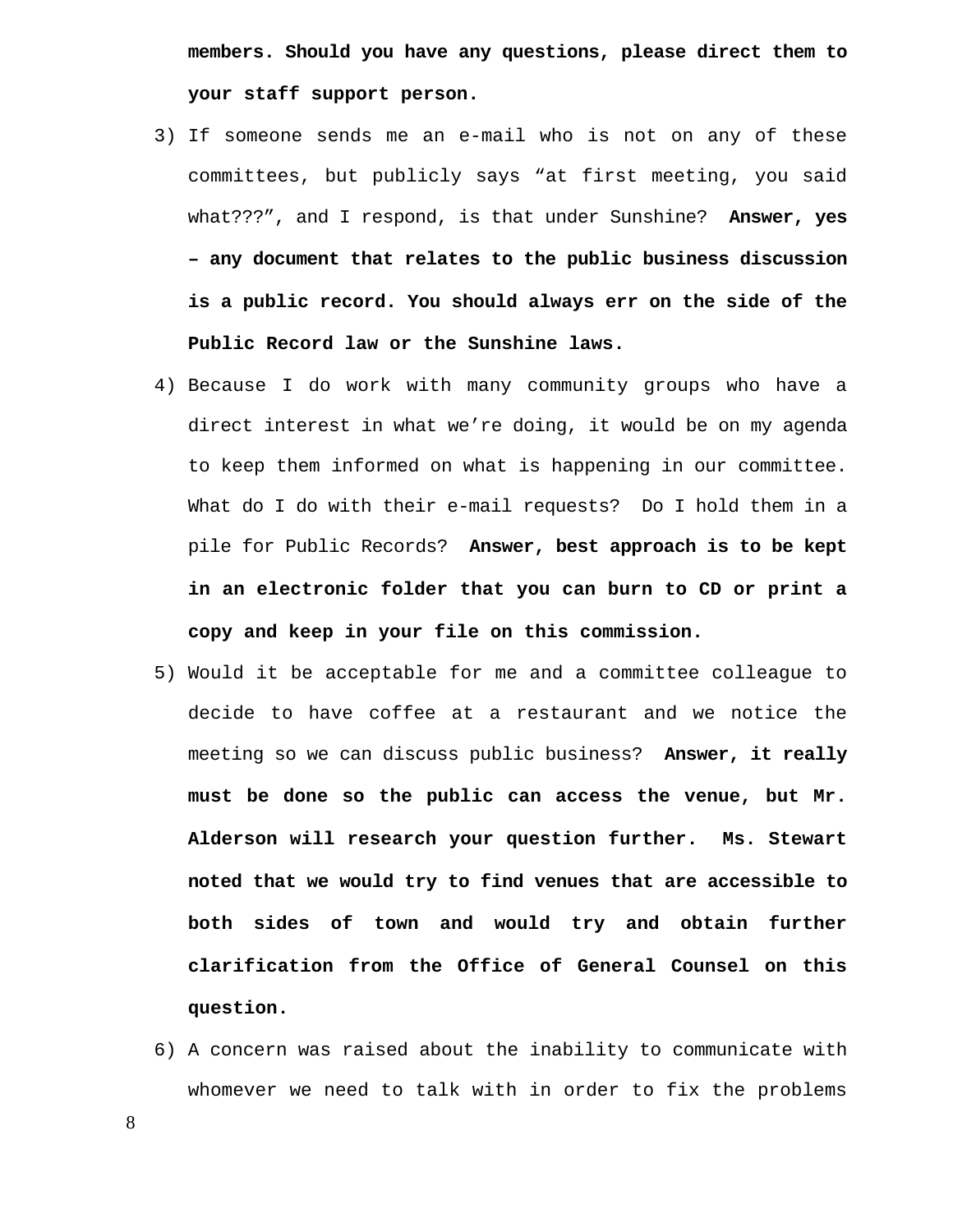**members. Should you have any questions, please direct them to your staff support person.**

3) If someone sends me an e-mail who is not on any of these committees, but publicly says “at first meeting, you said what???”, and I respond, is that under Sunshine? **Answer, yes – any document that relates to the public business discussion is a public record. You should always err on the side of the Public Record law or the Sunshine laws.**

4) Because I do work with many community groups who have a direct interest in what we’re doing, it would be on my agenda to keep them informed on what is happening in our committee. What do I do with their e-mail requests? Do I hold them in a pile for Public Records? **Answer, best approach is to be kept in an electronic folder that you can burn to CD or print a copy and keep in your file on this commission.**

5) Would it be acceptable for me and a committee colleague to decide to have coffee at a restaurant and we notice the meeting so we can discuss public business? **Answer, it really must be done so the public can access the venue, but Mr. Alderson will research your question further. Ms. Stewart noted that we would try to find venues that are accessible to both sides of town and would try and obtain further clarification from the Office of General Counsel on this question.**

6) A concern was raised about the inability to communicate with whomever we need to talk with in order to fix the problems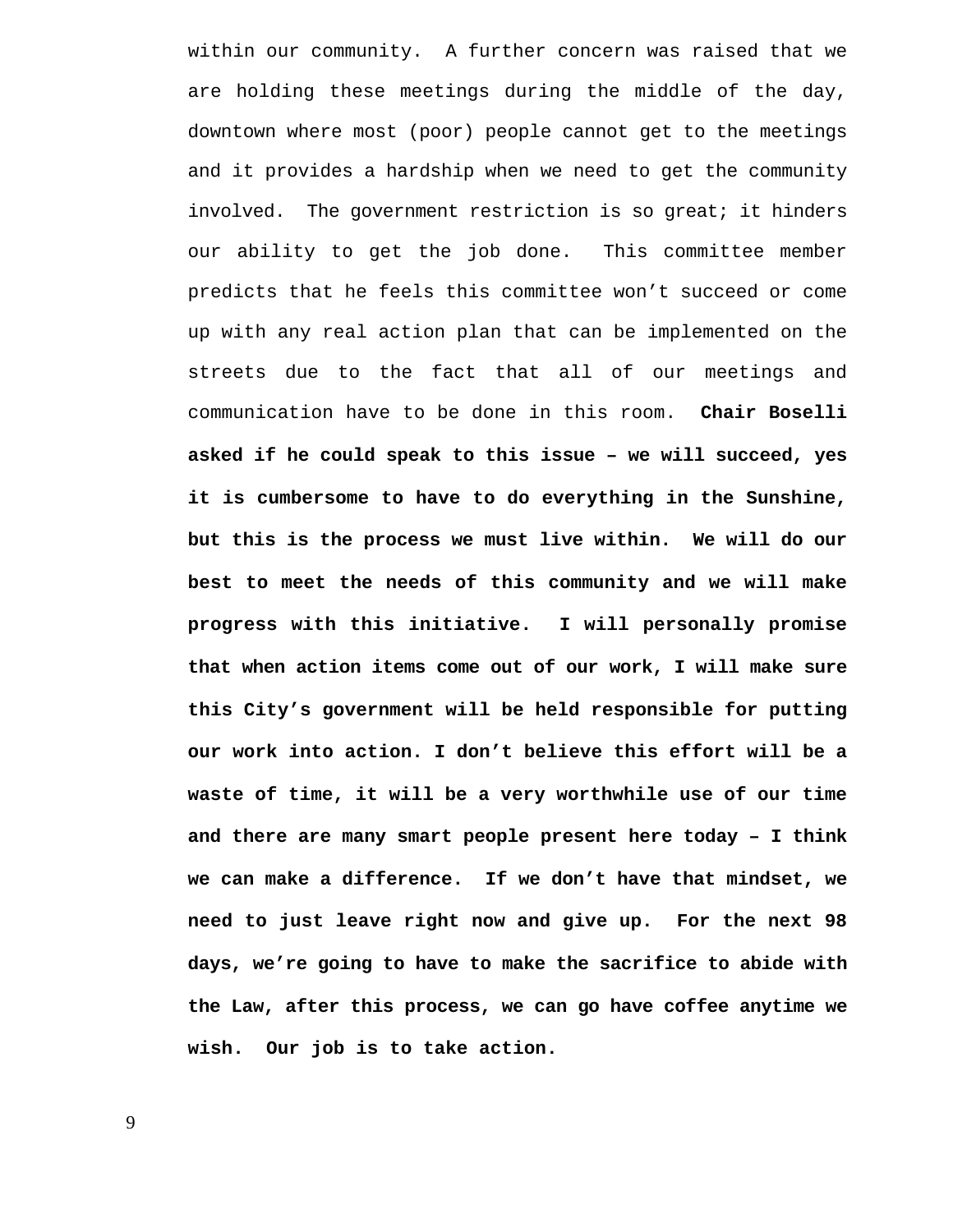within our community. A further concern was raised that we are holding these meetings during the middle of the day, downtown where most (poor) people cannot get to the meetings and it provides a hardship when we need to get the community involved. The government restriction is so great; it hinders our ability to get the job done. This committee member predicts that he feels this committee won't succeed or come up with any real action plan that can be implemented on the streets due to the fact that all of our meetings and communication have to be done in this room. **Chair Boselli asked if he could speak to this issue – we will succeed, yes it is cumbersome to have to do everything in the Sunshine, but this is the process we must live within. We will do our best to meet the needs of this community and we will make progress with this initiative. I will personally promise that when action items come out of our work, I will make sure this City's government will be held responsible for putting our work into action. I don't believe this effort will be a waste of time, it will be a very worthwhile use of our time and there are many smart people present here today – I think we can make a difference. If we don't have that mindset, we need to just leave right now and give up. For the next 98 days, we're going to have to make the sacrifice to abide with the Law, after this process, we can go have coffee anytime we wish. Our job is to take action.**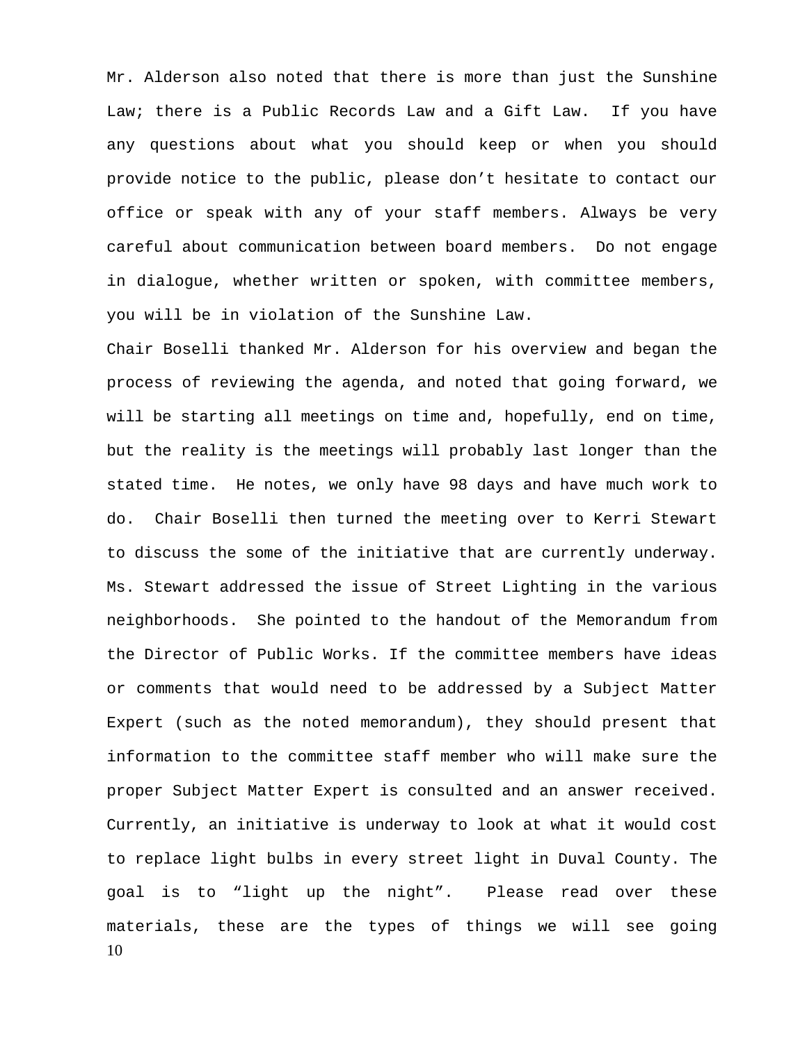Mr. Alderson also noted that there is more than just the Sunshine Law; there is a Public Records Law and a Gift Law. If you have any questions about what you should keep or when you should provide notice to the public, please don't hesitate to contact our office or speak with any of your staff members. Always be very careful about communication between board members. Do not engage in dialogue, whether written or spoken, with committee members, you will be in violation of the Sunshine Law.

Chair Boselli thanked Mr. Alderson for his overview and began the process of reviewing the agenda, and noted that going forward, we will be starting all meetings on time and, hopefully, end on time, but the reality is the meetings will probably last longer than the stated time. He notes, we only have 98 days and have much work to do. Chair Boselli then turned the meeting over to Kerri Stewart to discuss the some of the initiative that are currently underway. Ms. Stewart addressed the issue of Street Lighting in the various neighborhoods. She pointed to the handout of the Memorandum from the Director of Public Works. If the committee members have ideas or comments that would need to be addressed by a Subject Matter Expert (such as the noted memorandum), they should present that information to the committee staff member who will make sure the proper Subject Matter Expert is consulted and an answer received. Currently, an initiative is underway to look at what it would cost to replace light bulbs in every street light in Duval County. The goal is to "light up the night". Please read over these materials, these are the types of things we will see going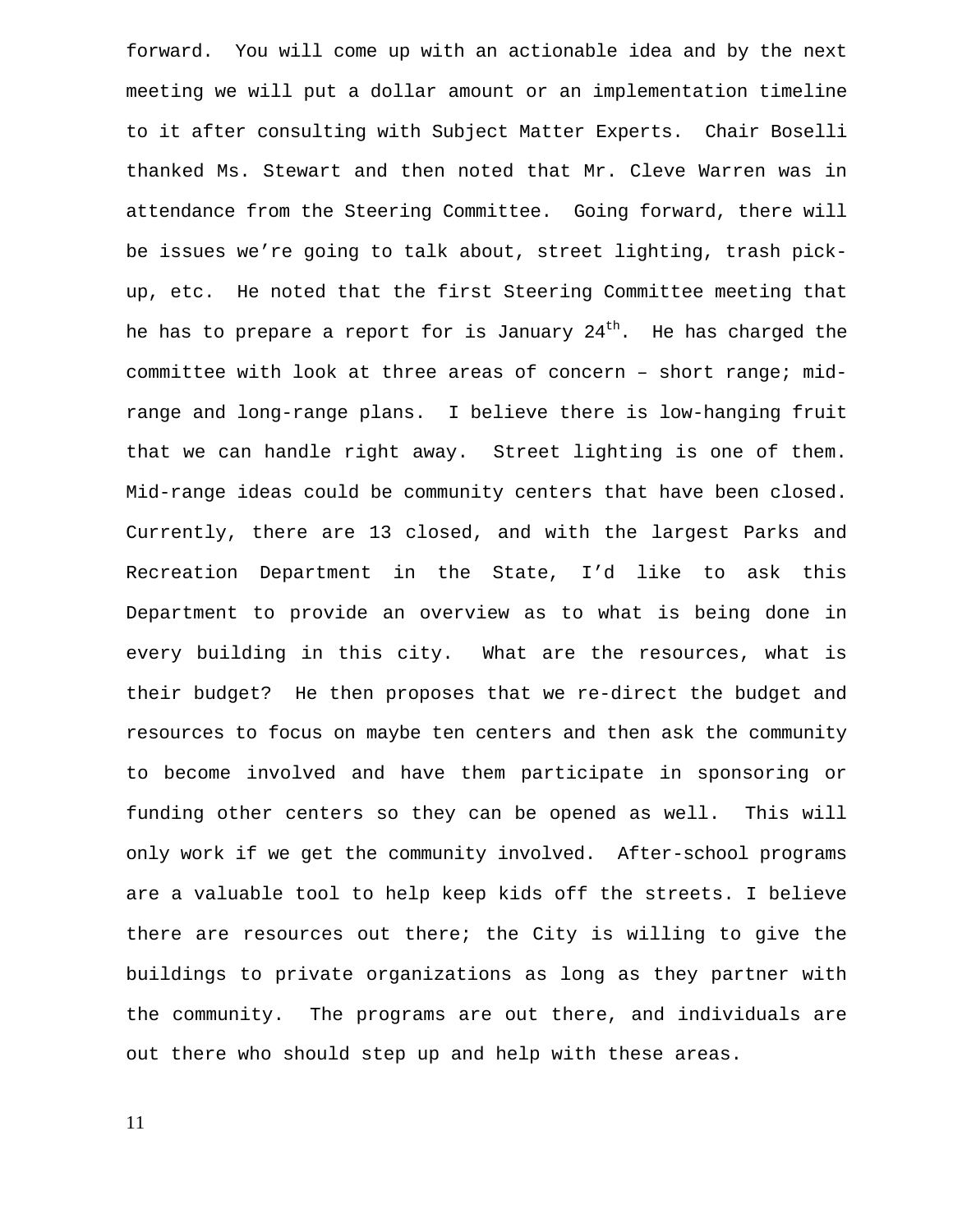forward. You will come up with an actionable idea and by the next meeting we will put a dollar amount or an implementation timeline to it after consulting with Subject Matter Experts. Chair Boselli thanked Ms. Stewart and then noted that Mr. Cleve Warren was in attendance from the Steering Committee. Going forward, there will be issues we're going to talk about, street lighting, trash pick-up, etc. He noted that the first Steering Committee meeting that he has to prepare a report for is January 24th. He has charged the committee with look at three areas of concern – short range; mid-range and long-range plans. I believe there is low-hanging fruit that we can handle right away. Street lighting is one of them. Mid-range ideas could be community centers that have been closed. Currently, there are 13 closed, and with the largest Parks and Recreation Department in the State, I'd like to ask this Department to provide an overview as to what is being done in every building in this city. What are the resources, what is their budget? He then proposes that we re-direct the budget and resources to focus on maybe ten centers and then ask the community to become involved and have them participate in sponsoring or funding other centers so they can be opened as well. This will only work if we get the community involved. After-school programs are a valuable tool to help keep kids off the streets. I believe there are resources out there; the City is willing to give the buildings to private organizations as long as they partner with the community. The programs are out there, and individuals are out there who should step up and help with these areas.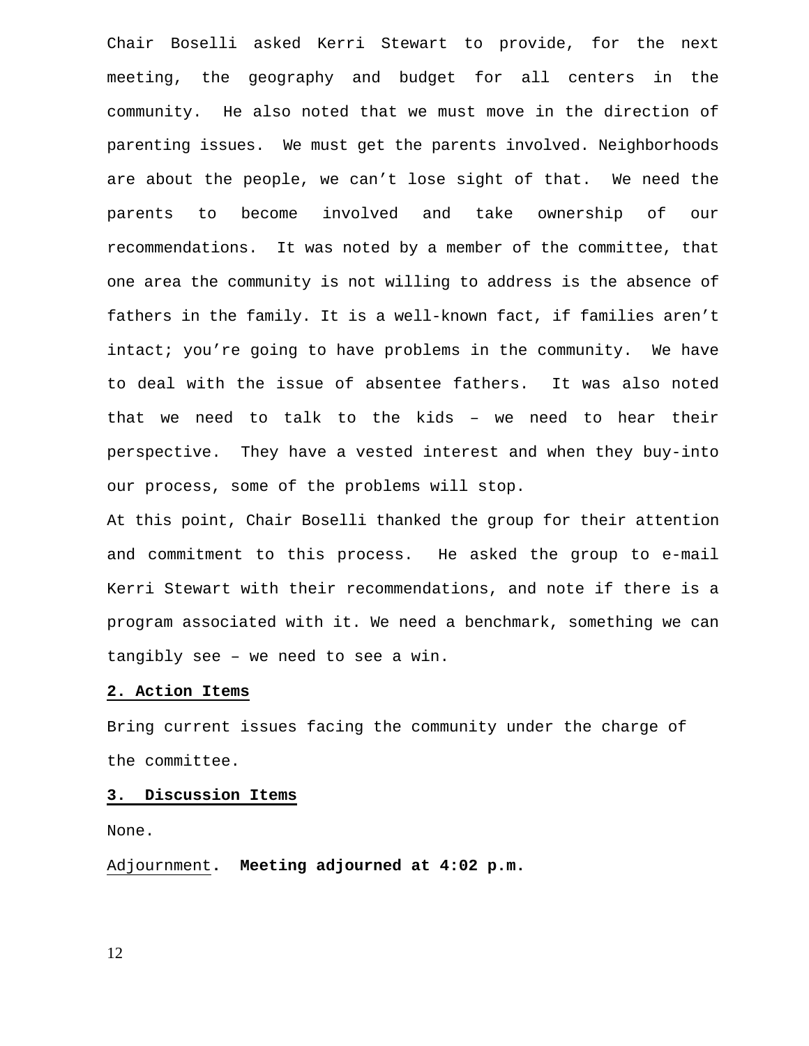Chair Boselli asked Kerri Stewart to provide, for the next meeting, the geography and budget for all centers in the community. He also noted that we must move in the direction of parenting issues. We must get the parents involved. Neighborhoods are about the people, we can't lose sight of that. We need the parents to become involved and take ownership of our recommendations. It was noted by a member of the committee, that one area the community is not willing to address is the absence of fathers in the family. It is a well-known fact, if families aren't intact; you're going to have problems in the community. We have to deal with the issue of absentee fathers. It was also noted that we need to talk to the kids – we need to hear their perspective. They have a vested interest and when they buy-into our process, some of the problems will stop.

At this point, Chair Boselli thanked the group for their attention and commitment to this process. He asked the group to e-mail Kerri Stewart with their recommendations, and note if there is a program associated with it. We need a benchmark, something we can tangibly see – we need to see a win.

**2. Action Items**

Bring current issues facing the community under the charge of the committee.

**3. Discussion Items**

None.

Adjournment. **Meeting adjourned at 4:02 p.m.**